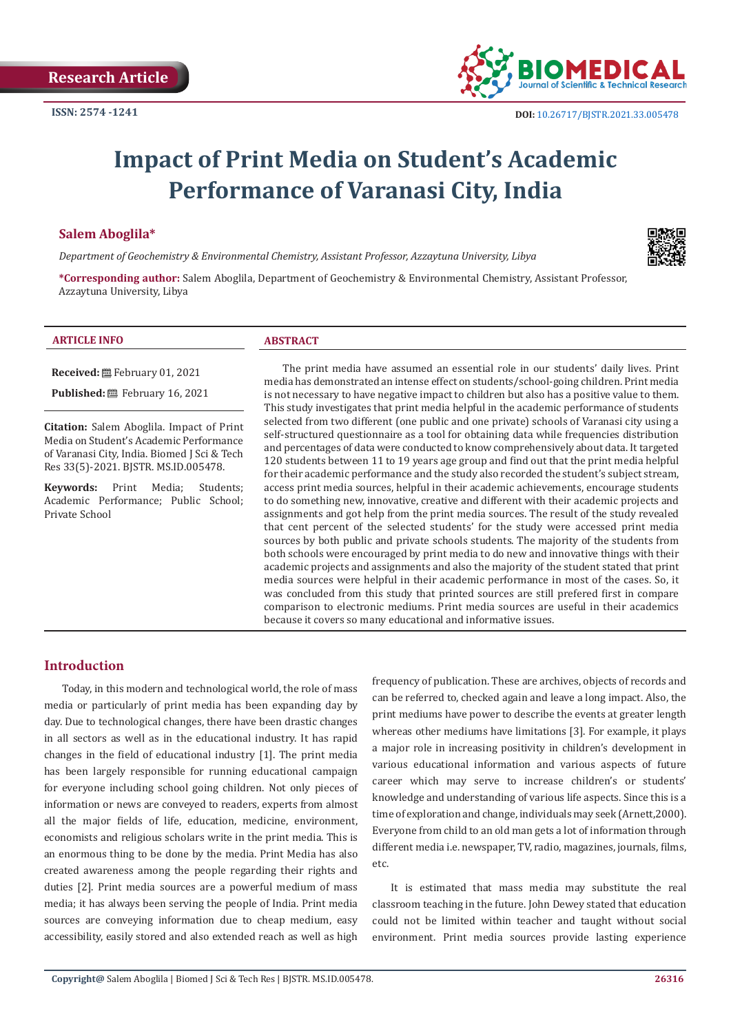Research Article

ISSN: 2574 -1241

DOI: 10.26717/BJSTR.2021.33.005478

# Impact of Print Media on Student's Academic Performance of Varanasi City, India

**Salem Aboglila***

*Department of Geochemistry & Environmental Chemistry, Assistant Professor, Azzaytuna University, Libya*

***Corresponding author:** Salem Aboglila, Department of Geochemistry & Environmental Chemistry, Assistant Professor, Azzaytuna University, Libya

**ARTICLE INFO**

**Received:** February 01, 2021

**Published:** February 16, 2021

**Citation:** Salem Aboglila. Impact of Print Media on Student's Academic Performance of Varanasi City, India. Biomed J Sci & Tech Res 33(5)-2021. BJSTR. MS.ID.005478.

**Keywords:** Print Media; Students; Academic Performance; Public School; Private School

**ABSTRACT**

The print media have assumed an essential role in our students' daily lives. Print media has demonstrated an intense effect on students/school-going children. Print media is not necessary to have negative impact to children but also has a positive value to them. This study investigates that print media helpful in the academic performance of students selected from two different (one public and one private) schools of Varanasi city using a self-structured questionnaire as a tool for obtaining data while frequencies distribution and percentages of data were conducted to know comprehensively about data. It targeted 120 students between 11 to 19 years age group and find out that the print media helpful for their academic performance and the study also recorded the student's subject stream, access print media sources, helpful in their academic achievements, encourage students to do something new, innovative, creative and different with their academic projects and assignments and got help from the print media sources. The result of the study revealed that cent percent of the selected students' for the study were accessed print media sources by both public and private schools students. The majority of the students from both schools were encouraged by print media to do new and innovative things with their academic projects and assignments and also the majority of the student stated that print media sources were helpful in their academic performance in most of the cases. So, it was concluded from this study that printed sources are still prefered first in compare comparison to electronic mediums. Print media sources are useful in their academics because it covers so many educational and informative issues.

## Introduction

Today, in this modern and technological world, the role of mass media or particularly of print media has been expanding day by day. Due to technological changes, there have been drastic changes in all sectors as well as in the educational industry. It has rapid changes in the field of educational industry [1]. The print media has been largely responsible for running educational campaign for everyone including school going children. Not only pieces of information or news are conveyed to readers, experts from almost all the major fields of life, education, medicine, environment, economists and religious scholars write in the print media. This is an enormous thing to be done by the media. Print Media has also created awareness among the people regarding their rights and duties [2]. Print media sources are a powerful medium of mass media; it has always been serving the people of India. Print media sources are conveying information due to cheap medium, easy accessibility, easily stored and also extended reach as well as high frequency of publication. These are archives, objects of records and can be referred to, checked again and leave a long impact. Also, the print mediums have power to describe the events at greater length whereas other mediums have limitations [3]. For example, it plays a major role in increasing positivity in children's development in various educational information and various aspects of future career which may serve to increase children's or students' knowledge and understanding of various life aspects. Since this is a time of exploration and change, individuals may seek (Arnett,2000). Everyone from child to an old man gets a lot of information through different media i.e. newspaper, TV, radio, magazines, journals, films, etc.

It is estimated that mass media may substitute the real classroom teaching in the future. John Dewey stated that education could not be limited within teacher and taught without social environment. Print media sources provide lasting experience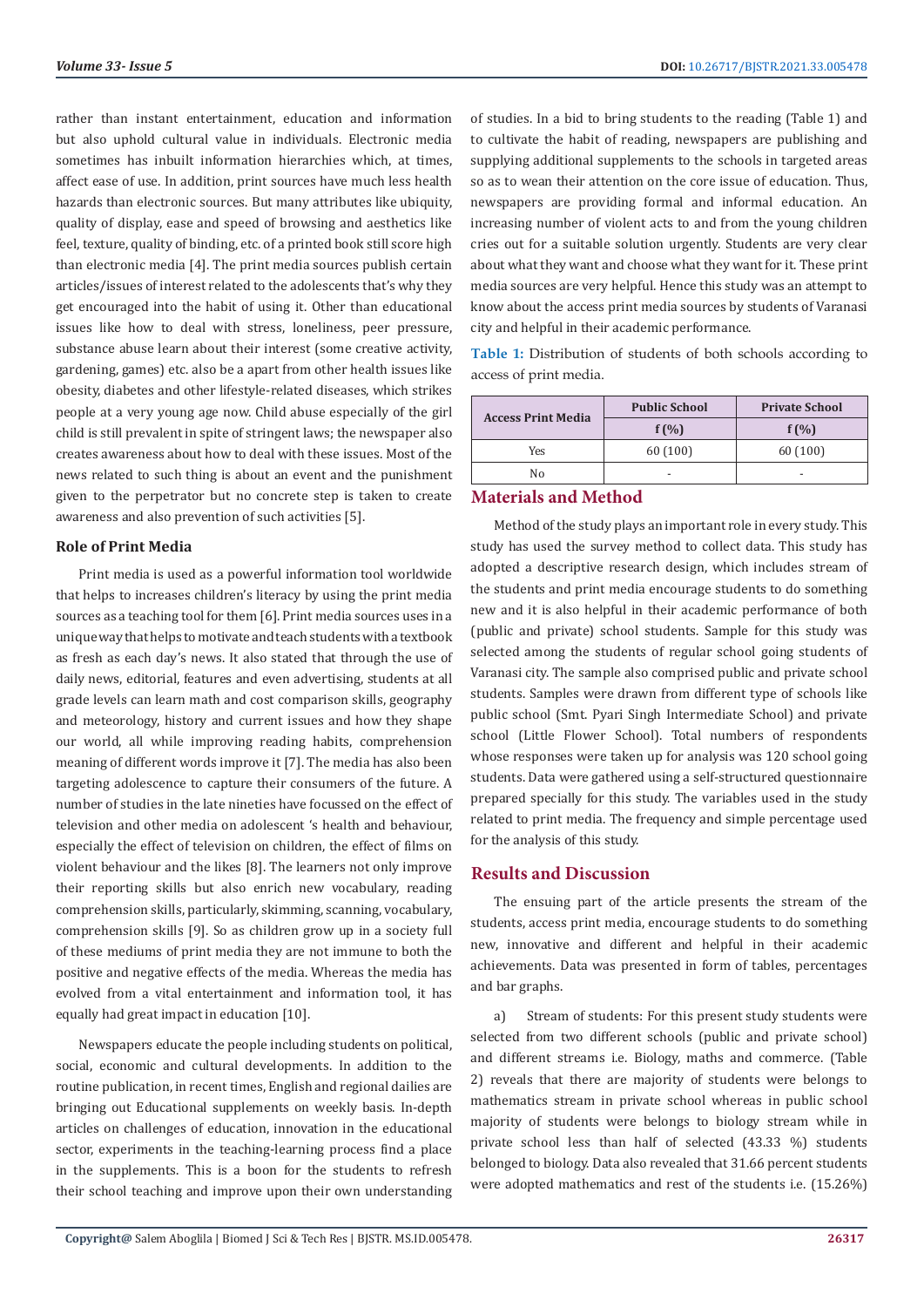rather than instant entertainment, education and information but also uphold cultural value in individuals. Electronic media sometimes has inbuilt information hierarchies which, at times, affect ease of use. In addition, print sources have much less health hazards than electronic sources. But many attributes like ubiquity, quality of display, ease and speed of browsing and aesthetics like feel, texture, quality of binding, etc. of a printed book still score high than electronic media [4]. The print media sources publish certain articles/issues of interest related to the adolescents that's why they get encouraged into the habit of using it. Other than educational issues like how to deal with stress, loneliness, peer pressure, substance abuse learn about their interest (some creative activity, gardening, games) etc. also be a apart from other health issues like obesity, diabetes and other lifestyle-related diseases, which strikes people at a very young age now. Child abuse especially of the girl child is still prevalent in spite of stringent laws; the newspaper also creates awareness about how to deal with these issues. Most of the news related to such thing is about an event and the punishment given to the perpetrator but no concrete step is taken to create awareness and also prevention of such activities [5].

### Role of Print Media

Print media is used as a powerful information tool worldwide that helps to increases children's literacy by using the print media sources as a teaching tool for them [6]. Print media sources uses in a unique way that helps to motivate and teach students with a textbook as fresh as each day's news. It also stated that through the use of daily news, editorial, features and even advertising, students at all grade levels can learn math and cost comparison skills, geography and meteorology, history and current issues and how they shape our world, all while improving reading habits, comprehension meaning of different words improve it [7]. The media has also been targeting adolescence to capture their consumers of the future. A number of studies in the late nineties have focussed on the effect of television and other media on adolescent 's health and behaviour, especially the effect of television on children, the effect of films on violent behaviour and the likes [8]. The learners not only improve their reporting skills but also enrich new vocabulary, reading comprehension skills, particularly, skimming, scanning, vocabulary, comprehension skills [9]. So as children grow up in a society full of these mediums of print media they are not immune to both the positive and negative effects of the media. Whereas the media has evolved from a vital entertainment and information tool, it has equally had great impact in education [10].

Newspapers educate the people including students on political, social, economic and cultural developments. In addition to the routine publication, in recent times, English and regional dailies are bringing out Educational supplements on weekly basis. In-depth articles on challenges of education, innovation in the educational sector, experiments in the teaching-learning process find a place in the supplements. This is a boon for the students to refresh their school teaching and improve upon their own understanding of studies. In a bid to bring students to the reading (Table 1) and to cultivate the habit of reading, newspapers are publishing and supplying additional supplements to the schools in targeted areas so as to wean their attention on the core issue of education. Thus, newspapers are providing formal and informal education. An increasing number of violent acts to and from the young children cries out for a suitable solution urgently. Students are very clear about what they want and choose what they want for it. These print media sources are very helpful. Hence this study was an attempt to know about the access print media sources by students of Varanasi city and helpful in their academic performance.

**Table 1:** Distribution of students of both schools according to access of print media.

| Access Print Media | Public School | Private School |
|---|---|---|
| | f (%) | f (%) |
| Yes | 60 (100) | 60 (100) |
| No | - | - |

## Materials and Method

Method of the study plays an important role in every study. This study has used the survey method to collect data. This study has adopted a descriptive research design, which includes stream of the students and print media encourage students to do something new and it is also helpful in their academic performance of both (public and private) school students. Sample for this study was selected among the students of regular school going students of Varanasi city. The sample also comprised public and private school students. Samples were drawn from different type of schools like public school (Smt. Pyari Singh Intermediate School) and private school (Little Flower School). Total numbers of respondents whose responses were taken up for analysis was 120 school going students. Data were gathered using a self-structured questionnaire prepared specially for this study. The variables used in the study related to print media. The frequency and simple percentage used for the analysis of this study.

## Results and Discussion

The ensuing part of the article presents the stream of the students, access print media, encourage students to do something new, innovative and different and helpful in their academic achievements. Data was presented in form of tables, percentages and bar graphs.

a) Stream of students: For this present study students were selected from two different schools (public and private school) and different streams i.e. Biology, maths and commerce. (Table 2) reveals that there are majority of students were belongs to mathematics stream in private school whereas in public school majority of students were belongs to biology stream while in private school less than half of selected (43.33 %) students belonged to biology. Data also revealed that 31.66 percent students were adopted mathematics and rest of the students i.e. (15.26%)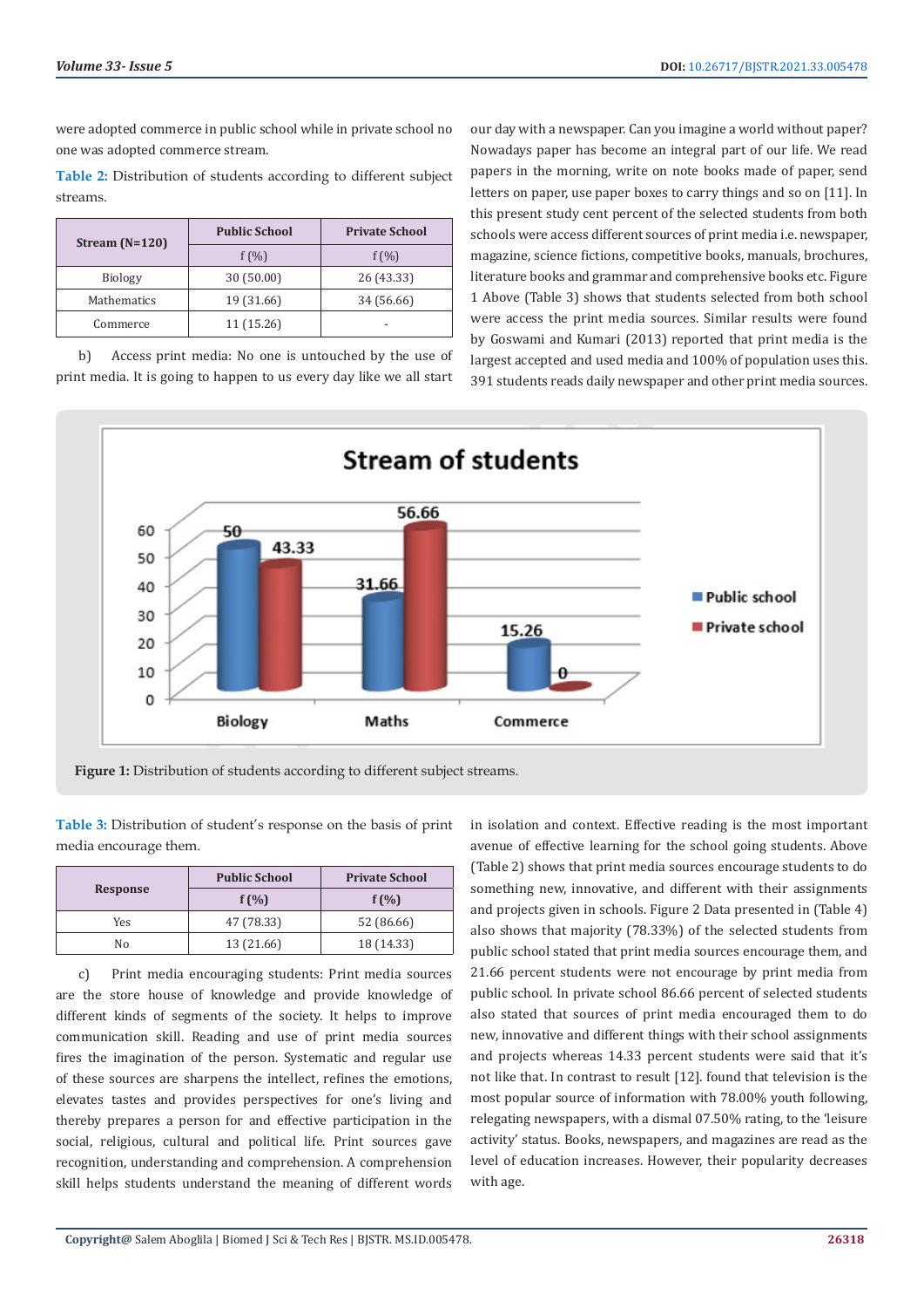were adopted commerce in public school while in private school no one was adopted commerce stream.

Table 2: Distribution of students according to different subject streams.

| Stream (N=120) | Public School | Private School |
|---|---|---|
| | f (%) | f (%) |
| Biology | 30 (50.00) | 26 (43.33) |
| Mathematics | 19 (31.66) | 34 (56.66) |
| Commerce | 11 (15.26) | - |

b) Access print media: No one is untouched by the use of print media. It is going to happen to us every day like we all start our day with a newspaper. Can you imagine a world without paper? Nowadays paper has become an integral part of our life. We read papers in the morning, write on note books made of paper, send letters on paper, use paper boxes to carry things and so on [11]. In this present study cent percent of the selected students from both schools were access different sources of print media i.e. newspaper, magazine, science fictions, competitive books, manuals, brochures, literature books and grammar and comprehensive books etc. Figure 1 Above (Table 3) shows that students selected from both school were access the print media sources. Similar results were found by Goswami and Kumari (2013) reported that print media is the largest accepted and used media and 100% of population uses this. 391 students reads daily newspaper and other print media sources.

Figure 1: Distribution of students according to different subject streams.

Table 3: Distribution of student's response on the basis of print media encourage them.

| Response | Public School | Private School |
|---|---|---|
| | f (%) | f (%) |
| Yes | 47 (78.33) | 52 (86.66) |
| No | 13 (21.66) | 18 (14.33) |

c) Print media encouraging students: Print media sources are the store house of knowledge and provide knowledge of different kinds of segments of the society. It helps to improve communication skill. Reading and use of print media sources fires the imagination of the person. Systematic and regular use of these sources are sharpens the intellect, refines the emotions, elevates tastes and provides perspectives for one's living and thereby prepares a person for and effective participation in the social, religious, cultural and political life. Print sources gave recognition, understanding and comprehension. A comprehension skill helps students understand the meaning of different words in isolation and context. Effective reading is the most important avenue of effective learning for the school going students. Above (Table 2) shows that print media sources encourage students to do something new, innovative, and different with their assignments and projects given in schools. Figure 2 Data presented in (Table 4) also shows that majority (78.33%) of the selected students from public school stated that print media sources encourage them, and 21.66 percent students were not encourage by print media from public school. In private school 86.66 percent of selected students also stated that sources of print media encouraged them to do new, innovative and different things with their school assignments and projects whereas 14.33 percent students were said that it's not like that. In contrast to result [12]. found that television is the most popular source of information with 78.00% youth following, relegating newspapers, with a dismal 07.50% rating, to the 'leisure activity' status. Books, newspapers, and magazines are read as the level of education increases. However, their popularity decreases with age.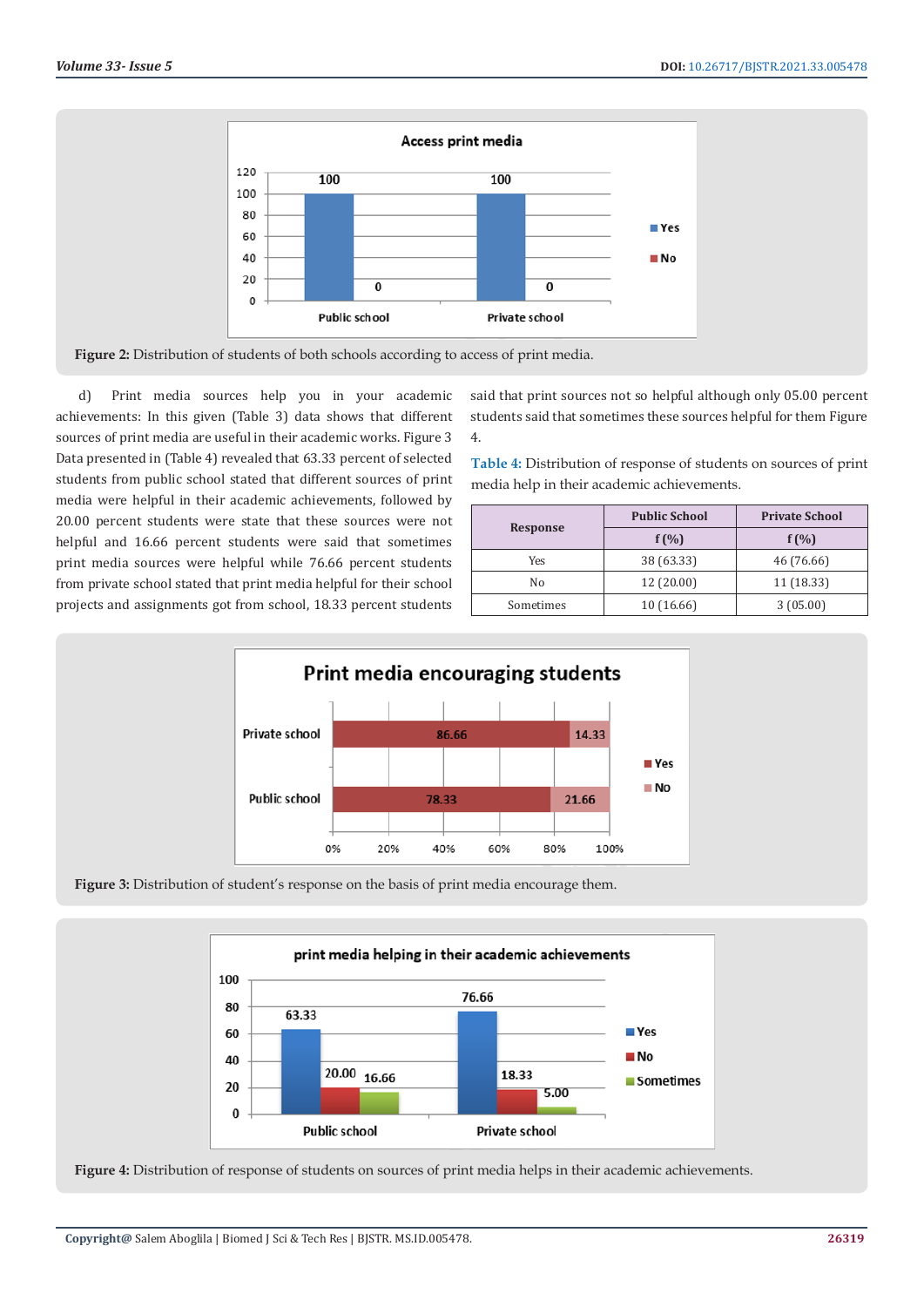Figure 2: Distribution of students of both schools according to access of print media.

d) Print media sources help you in your academic achievements: In this given (Table 3) data shows that different sources of print media are useful in their academic works. Figure 3 Data presented in (Table 4) revealed that 63.33 percent of selected students from public school stated that different sources of print media were helpful in their academic achievements, followed by 20.00 percent students were state that these sources were not helpful and 16.66 percent students were said that sometimes print media sources were helpful while 76.66 percent students from private school stated that print media helpful for their school projects and assignments got from school, 18.33 percent students said that print sources not so helpful although only 05.00 percent students said that sometimes these sources helpful for them Figure 4.

Table 4: Distribution of response of students on sources of print media help in their academic achievements.

| Response | Public School | Private School |
|---|---|---|
| | f (%) | f (%) |
| Yes | 38 (63.33) | 46 (76.66) |
| No | 12 (20.00) | 11 (18.33) |
| Sometimes | 10 (16.66) | 3 (05.00) |

Figure 3: Distribution of student's response on the basis of print media encourage them.

Figure 4: Distribution of response of students on sources of print media helps in their academic achievements.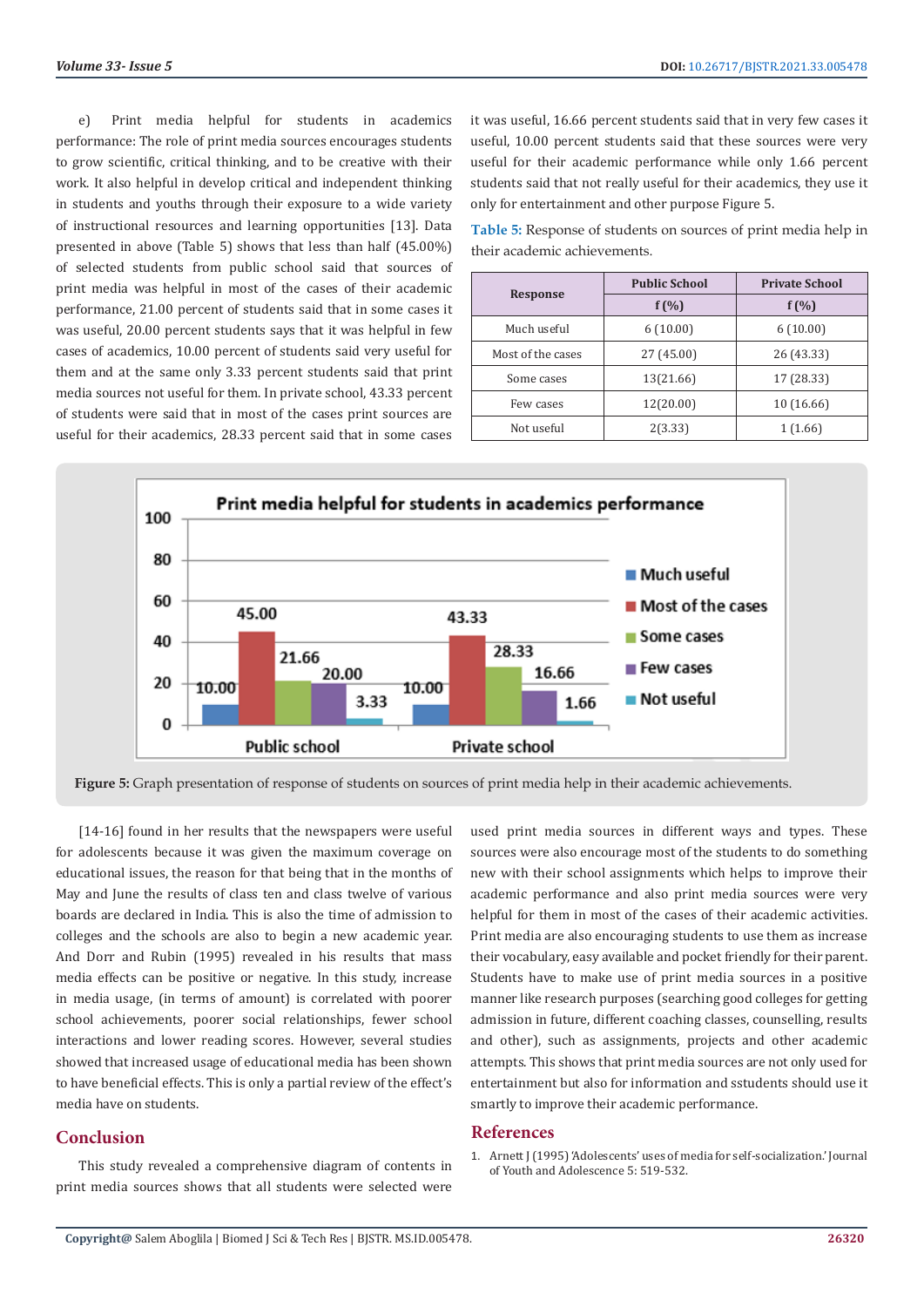e) Print media helpful for students in academics performance: The role of print media sources encourages students to grow scientific, critical thinking, and to be creative with their work. It also helpful in develop critical and independent thinking in students and youths through their exposure to a wide variety of instructional resources and learning opportunities [13]. Data presented in above (Table 5) shows that less than half (45.00%) of selected students from public school said that sources of print media was helpful in most of the cases of their academic performance, 21.00 percent of students said that in some cases it was useful, 20.00 percent students says that it was helpful in few cases of academics, 10.00 percent of students said very useful for them and at the same only 3.33 percent students said that print media sources not useful for them. In private school, 43.33 percent of students were said that in most of the cases print sources are useful for their academics, 28.33 percent said that in some cases it was useful, 16.66 percent students said that in very few cases it useful, 10.00 percent students said that these sources were very useful for their academic performance while only 1.66 percent students said that not really useful for their academics, they use it only for entertainment and other purpose Figure 5.

**Table 5:** Response of students on sources of print media help in their academic achievements.

| Response | Public School | Private School |
|---|---|---|
| | f (%) | f (%) |
| Much useful | 6 (10.00) | 6 (10.00) |
| Most of the cases | 27 (45.00) | 26 (43.33) |
| Some cases | 13(21.66) | 17 (28.33) |
| Few cases | 12(20.00) | 10 (16.66) |
| Not useful | 2(3.33) | 1 (1.66) |

**Figure 5:** Graph presentation of response of students on sources of print media help in their academic achievements.

[14-16] found in her results that the newspapers were useful for adolescents because it was given the maximum coverage on educational issues, the reason for that being that in the months of May and June the results of class ten and class twelve of various boards are declared in India. This is also the time of admission to colleges and the schools are also to begin a new academic year. And Dorr and Rubin (1995) revealed in his results that mass media effects can be positive or negative. In this study, increase in media usage, (in terms of amount) is correlated with poorer school achievements, poorer social relationships, fewer school interactions and lower reading scores. However, several studies showed that increased usage of educational media has been shown to have beneficial effects. This is only a partial review of the effect's media have on students.

## Conclusion

This study revealed a comprehensive diagram of contents in print media sources shows that all students were selected were used print media sources in different ways and types. These sources were also encourage most of the students to do something new with their school assignments which helps to improve their academic performance and also print media sources were very helpful for them in most of the cases of their academic activities. Print media are also encouraging students to use them as increase their vocabulary, easy available and pocket friendly for their parent. Students have to make use of print media sources in a positive manner like research purposes (searching good colleges for getting admission in future, different coaching classes, counselling, results and other), such as assignments, projects and other academic attempts. This shows that print media sources are not only used for entertainment but also for information and sstudents should use it smartly to improve their academic performance.

## References

1. Arnett J (1995) 'Adolescents' uses of media for self-socialization.' Journal of Youth and Adolescence 5: 519-532.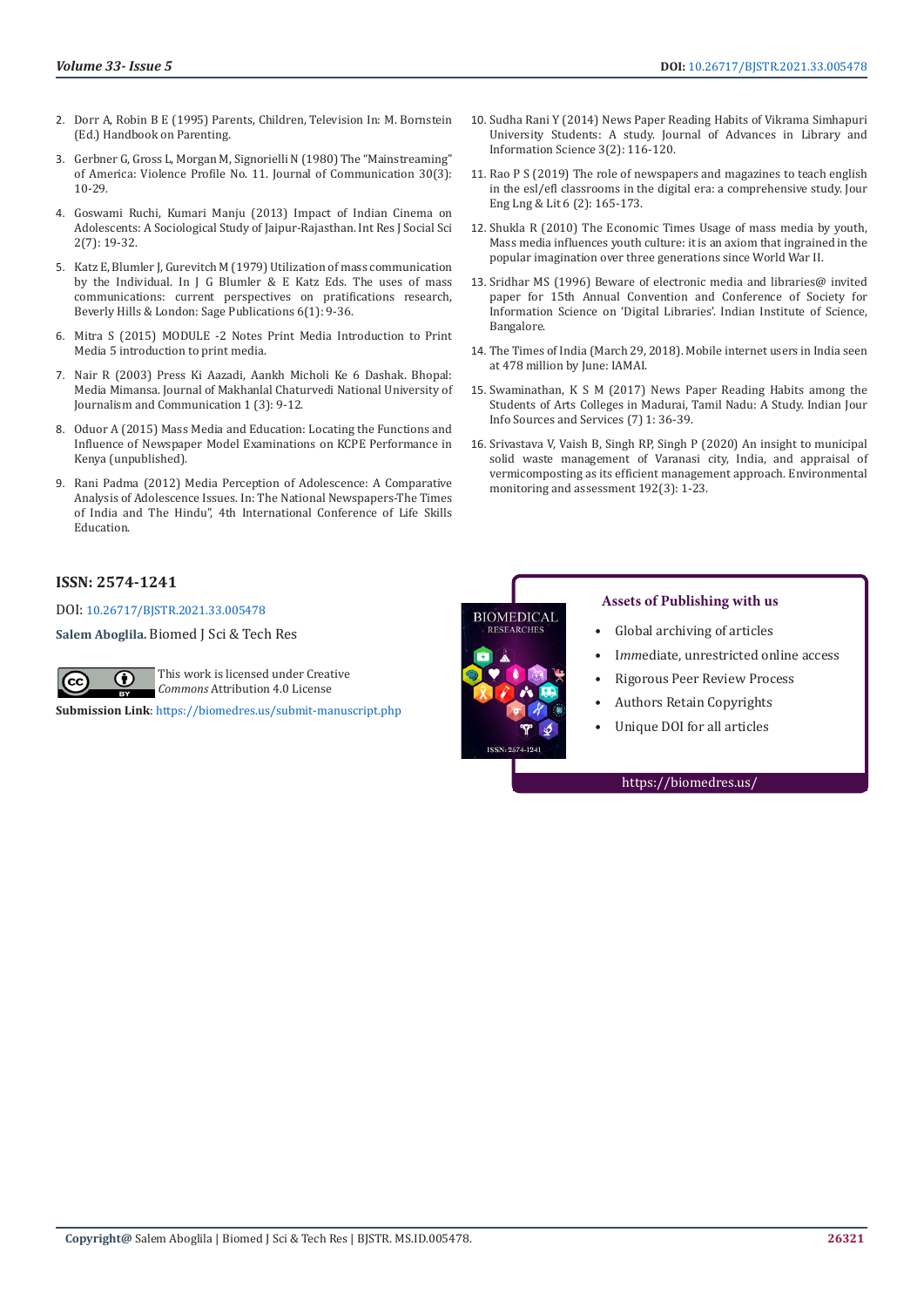2. Dorr A, Robin B E (1995) Parents, Children, Television In: M. Bornstein (Ed.) Handbook on Parenting.
3. Gerbner G, Gross L, Morgan M, Signorielli N (1980) The "Mainstreaming" of America: Violence Profile No. 11. Journal of Communication 30(3): 10-29.
4. Goswami Ruchi, Kumari Manju (2013) Impact of Indian Cinema on Adolescents: A Sociological Study of Jaipur-Rajasthan. Int Res J Social Sci 2(7): 19-32.
5. Katz E, Blumler J, Gurevitch M (1979) Utilization of mass communication by the Individual. In J G Blumler & E Katz Eds. The uses of mass communications: current perspectives on pratifications research, Beverly Hills & London: Sage Publications 6(1): 9-36.
6. Mitra S (2015) MODULE -2 Notes Print Media Introduction to Print Media 5 introduction to print media.
7. Nair R (2003) Press Ki Aazadi, Aankh Micholi Ke 6 Dashak. Bhopal: Media Mimansa. Journal of Makhanlal Chaturvedi National University of Journalism and Communication 1 (3): 9-12.
8. Oduor A (2015) Mass Media and Education: Locating the Functions and Influence of Newspaper Model Examinations on KCPE Performance in Kenya (unpublished).
9. Rani Padma (2012) Media Perception of Adolescence: A Comparative Analysis of Adolescence Issues. In: The National Newspapers-The Times of India and The Hindu", 4th International Conference of Life Skills Education.
10. Sudha Rani Y (2014) News Paper Reading Habits of Vikrama Simhapuri University Students: A study. Journal of Advances in Library and Information Science 3(2): 116-120.
11. Rao P S (2019) The role of newspapers and magazines to teach english in the esl/efl classrooms in the digital era: a comprehensive study. Jour Eng Lng & Lit 6 (2): 165-173.
12. Shukla R (2010) The Economic Times Usage of mass media by youth, Mass media influences youth culture: it is an axiom that ingrained in the popular imagination over three generations since World War II.
13. Sridhar MS (1996) Beware of electronic media and libraries@ invited paper for 15th Annual Convention and Conference of Society for Information Science on 'Digital Libraries'. Indian Institute of Science, Bangalore.
14. The Times of India (March 29, 2018). Mobile internet users in India seen at 478 million by June: IAMAI.
15. Swaminathan, K S M (2017) News Paper Reading Habits among the Students of Arts Colleges in Madurai, Tamil Nadu: A Study. Indian Jour Info Sources and Services (7) 1: 36-39.
16. Srivastava V, Vaish B, Singh RP, Singh P (2020) An insight to municipal solid waste management of Varanasi city, India, and appraisal of vermicomposting as its efficient management approach. Environmental monitoring and assessment 192(3): 1-23.

**ISSN: 2574-1241**

DOI: 10.26717/BJSTR.2021.33.005478

**Salem Aboglila.** Biomed J Sci & Tech Res

This work is licensed under Creative *Commons* Attribution 4.0 License

**Submission Link**: https://biomedres.us/submit-manuscript.php

**Assets of Publishing with us**

- Global archiving of articles
- Immediate, unrestricted online access
- Rigorous Peer Review Process
- Authors Retain Copyrights
- Unique DOI for all articles

https://biomedres.us/